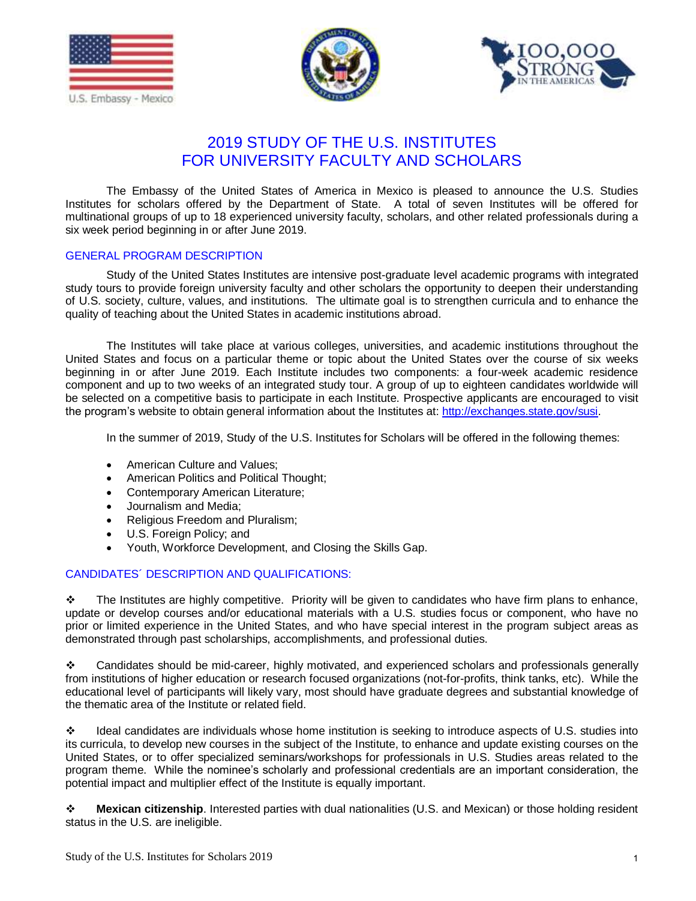U.S. Embassy - Mexico

100,000 STRONG IN THE AMERICAS

# 2019 STUDY OF THE U.S. INSTITUTES FOR UNIVERSITY FACULTY AND SCHOLARS

The Embassy of the United States of America in Mexico is pleased to announce the U.S. Studies Institutes for scholars offered by the Department of State. A total of seven Institutes will be offered for multinational groups of up to 18 experienced university faculty, scholars, and other related professionals during a six week period beginning in or after June 2019.

## GENERAL PROGRAM DESCRIPTION

Study of the United States Institutes are intensive post-graduate level academic programs with integrated study tours to provide foreign university faculty and other scholars the opportunity to deepen their understanding of U.S. society, culture, values, and institutions. The ultimate goal is to strengthen curricula and to enhance the quality of teaching about the United States in academic institutions abroad.

The Institutes will take place at various colleges, universities, and academic institutions throughout the United States and focus on a particular theme or topic about the United States over the course of six weeks beginning in or after June 2019. Each Institute includes two components: a four-week academic residence component and up to two weeks of an integrated study tour. A group of up to eighteen candidates worldwide will be selected on a competitive basis to participate in each Institute. Prospective applicants are encouraged to visit the program's website to obtain general information about the Institutes at: http://exchanges.state.gov/susi.

In the summer of 2019, Study of the U.S. Institutes for Scholars will be offered in the following themes:

- American Culture and Values;
- American Politics and Political Thought;
- Contemporary American Literature;
- Journalism and Media;
- Religious Freedom and Pluralism;
- U.S. Foreign Policy; and
- Youth, Workforce Development, and Closing the Skills Gap.

## CANDIDATES´ DESCRIPTION AND QUALIFICATIONS:

❖ The Institutes are highly competitive. Priority will be given to candidates who have firm plans to enhance, update or develop courses and/or educational materials with a U.S. studies focus or component, who have no prior or limited experience in the United States, and who have special interest in the program subject areas as demonstrated through past scholarships, accomplishments, and professional duties.

❖ Candidates should be mid-career, highly motivated, and experienced scholars and professionals generally from institutions of higher education or research focused organizations (not-for-profits, think tanks, etc). While the educational level of participants will likely vary, most should have graduate degrees and substantial knowledge of the thematic area of the Institute or related field.

❖ Ideal candidates are individuals whose home institution is seeking to introduce aspects of U.S. studies into its curricula, to develop new courses in the subject of the Institute, to enhance and update existing courses on the United States, or to offer specialized seminars/workshops for professionals in U.S. Studies areas related to the program theme. While the nominee's scholarly and professional credentials are an important consideration, the potential impact and multiplier effect of the Institute is equally important.

❖ **Mexican citizenship**. Interested parties with dual nationalities (U.S. and Mexican) or those holding resident status in the U.S. are ineligible.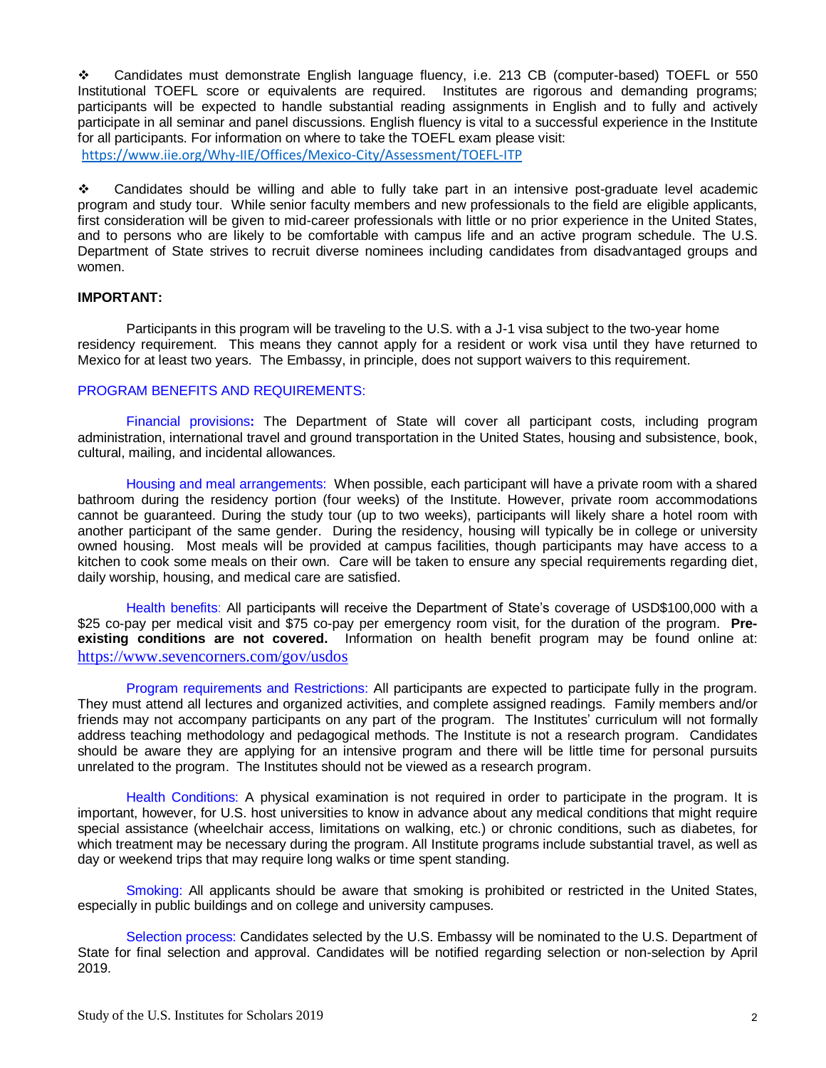- Candidates must demonstrate English language fluency, i.e. 213 CB (computer-based) TOEFL or 550 Institutional TOEFL score or equivalents are required. Institutes are rigorous and demanding programs; participants will be expected to handle substantial reading assignments in English and to fully and actively participate in all seminar and panel discussions. English fluency is vital to a successful experience in the Institute for all participants. For information on where to take the TOEFL exam please visit: https://www.iie.org/Why-IIE/Offices/Mexico-City/Assessment/TOEFL-ITP

- Candidates should be willing and able to fully take part in an intensive post-graduate level academic program and study tour. While senior faculty members and new professionals to the field are eligible applicants, first consideration will be given to mid-career professionals with little or no prior experience in the United States, and to persons who are likely to be comfortable with campus life and an active program schedule. The U.S. Department of State strives to recruit diverse nominees including candidates from disadvantaged groups and women.

**IMPORTANT:**

Participants in this program will be traveling to the U.S. with a J-1 visa subject to the two-year home residency requirement. This means they cannot apply for a resident or work visa until they have returned to Mexico for at least two years. The Embassy, in principle, does not support waivers to this requirement.

## PROGRAM BENEFITS AND REQUIREMENTS:

Financial provisions**:** The Department of State will cover all participant costs, including program administration, international travel and ground transportation in the United States, housing and subsistence, book, cultural, mailing, and incidental allowances.

Housing and meal arrangements: When possible, each participant will have a private room with a shared bathroom during the residency portion (four weeks) of the Institute. However, private room accommodations cannot be guaranteed. During the study tour (up to two weeks), participants will likely share a hotel room with another participant of the same gender. During the residency, housing will typically be in college or university owned housing. Most meals will be provided at campus facilities, though participants may have access to a kitchen to cook some meals on their own. Care will be taken to ensure any special requirements regarding diet, daily worship, housing, and medical care are satisfied.

Health benefits: All participants will receive the Department of State's coverage of USD$100,000 with a $25 co-pay per medical visit and $75 co-pay per emergency room visit, for the duration of the program. **Pre-existing conditions are not covered.** Information on health benefit program may be found online at: https://www.sevencorners.com/gov/usdos

Program requirements and Restrictions: All participants are expected to participate fully in the program. They must attend all lectures and organized activities, and complete assigned readings. Family members and/or friends may not accompany participants on any part of the program. The Institutes' curriculum will not formally address teaching methodology and pedagogical methods. The Institute is not a research program. Candidates should be aware they are applying for an intensive program and there will be little time for personal pursuits unrelated to the program. The Institutes should not be viewed as a research program.

Health Conditions: A physical examination is not required in order to participate in the program. It is important, however, for U.S. host universities to know in advance about any medical conditions that might require special assistance (wheelchair access, limitations on walking, etc.) or chronic conditions, such as diabetes, for which treatment may be necessary during the program. All Institute programs include substantial travel, as well as day or weekend trips that may require long walks or time spent standing.

Smoking: All applicants should be aware that smoking is prohibited or restricted in the United States, especially in public buildings and on college and university campuses.

Selection process: Candidates selected by the U.S. Embassy will be nominated to the U.S. Department of State for final selection and approval. Candidates will be notified regarding selection or non-selection by April 2019.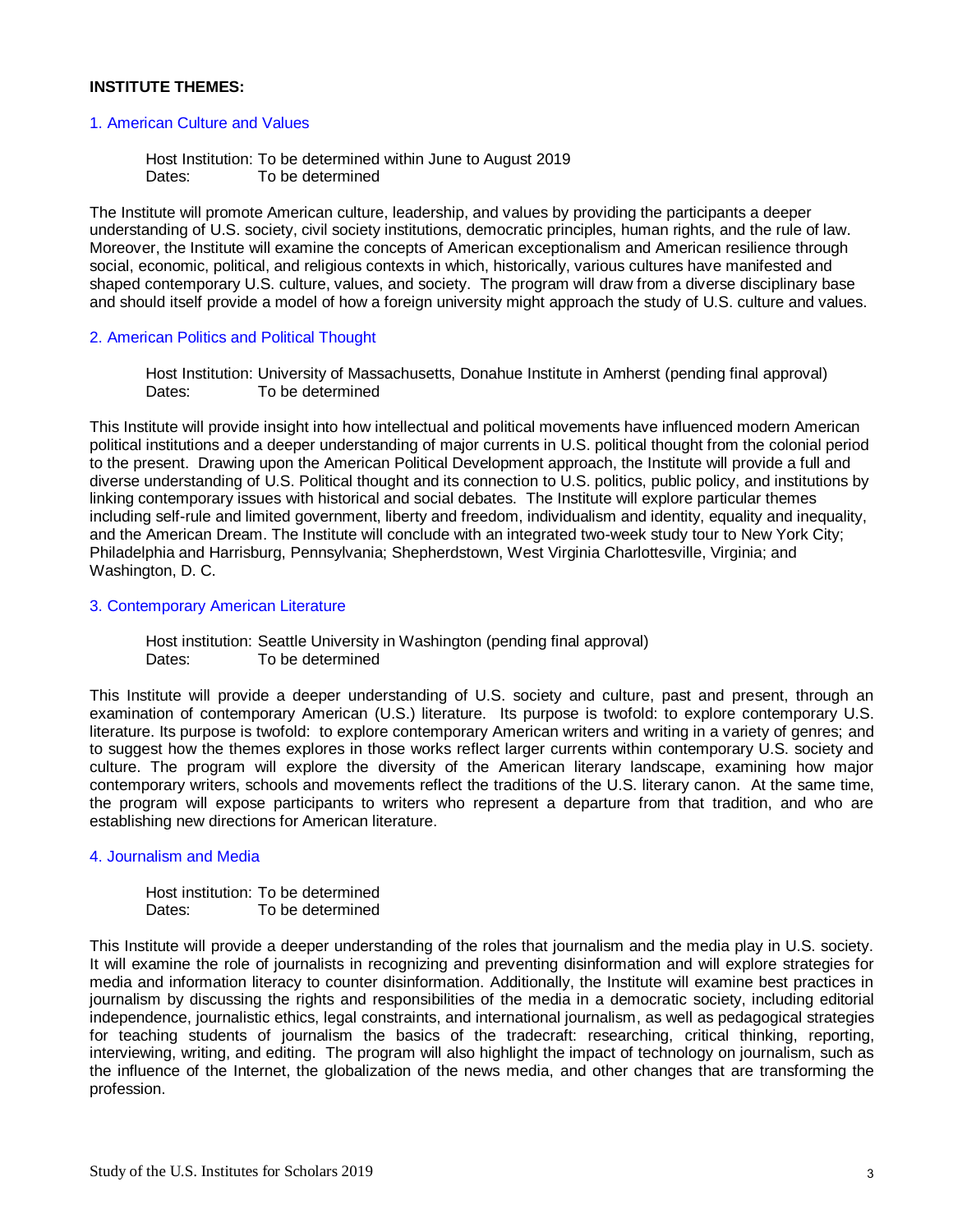**INSTITUTE THEMES:**

## 1. American Culture and Values

Host Institution: To be determined within June to August 2019
Dates: To be determined

The Institute will promote American culture, leadership, and values by providing the participants a deeper understanding of U.S. society, civil society institutions, democratic principles, human rights, and the rule of law. Moreover, the Institute will examine the concepts of American exceptionalism and American resilience through social, economic, political, and religious contexts in which, historically, various cultures have manifested and shaped contemporary U.S. culture, values, and society. The program will draw from a diverse disciplinary base and should itself provide a model of how a foreign university might approach the study of U.S. culture and values.

## 2. American Politics and Political Thought

Host Institution: University of Massachusetts, Donahue Institute in Amherst (pending final approval)
Dates: To be determined

This Institute will provide insight into how intellectual and political movements have influenced modern American political institutions and a deeper understanding of major currents in U.S. political thought from the colonial period to the present. Drawing upon the American Political Development approach, the Institute will provide a full and diverse understanding of U.S. Political thought and its connection to U.S. politics, public policy, and institutions by linking contemporary issues with historical and social debates. The Institute will explore particular themes including self-rule and limited government, liberty and freedom, individualism and identity, equality and inequality, and the American Dream. The Institute will conclude with an integrated two-week study tour to New York City; Philadelphia and Harrisburg, Pennsylvania; Shepherdstown, West Virginia Charlottesville, Virginia; and Washington, D. C.

## 3. Contemporary American Literature

Host institution: Seattle University in Washington (pending final approval)
Dates: To be determined

This Institute will provide a deeper understanding of U.S. society and culture, past and present, through an examination of contemporary American (U.S.) literature. Its purpose is twofold: to explore contemporary U.S. literature. Its purpose is twofold: to explore contemporary American writers and writing in a variety of genres; and to suggest how the themes explores in those works reflect larger currents within contemporary U.S. society and culture. The program will explore the diversity of the American literary landscape, examining how major contemporary writers, schools and movements reflect the traditions of the U.S. literary canon. At the same time, the program will expose participants to writers who represent a departure from that tradition, and who are establishing new directions for American literature.

## 4. Journalism and Media

Host institution: To be determined
Dates: To be determined

This Institute will provide a deeper understanding of the roles that journalism and the media play in U.S. society. It will examine the role of journalists in recognizing and preventing disinformation and will explore strategies for media and information literacy to counter disinformation. Additionally, the Institute will examine best practices in journalism by discussing the rights and responsibilities of the media in a democratic society, including editorial independence, journalistic ethics, legal constraints, and international journalism, as well as pedagogical strategies for teaching students of journalism the basics of the tradecraft: researching, critical thinking, reporting, interviewing, writing, and editing. The program will also highlight the impact of technology on journalism, such as the influence of the Internet, the globalization of the news media, and other changes that are transforming the profession.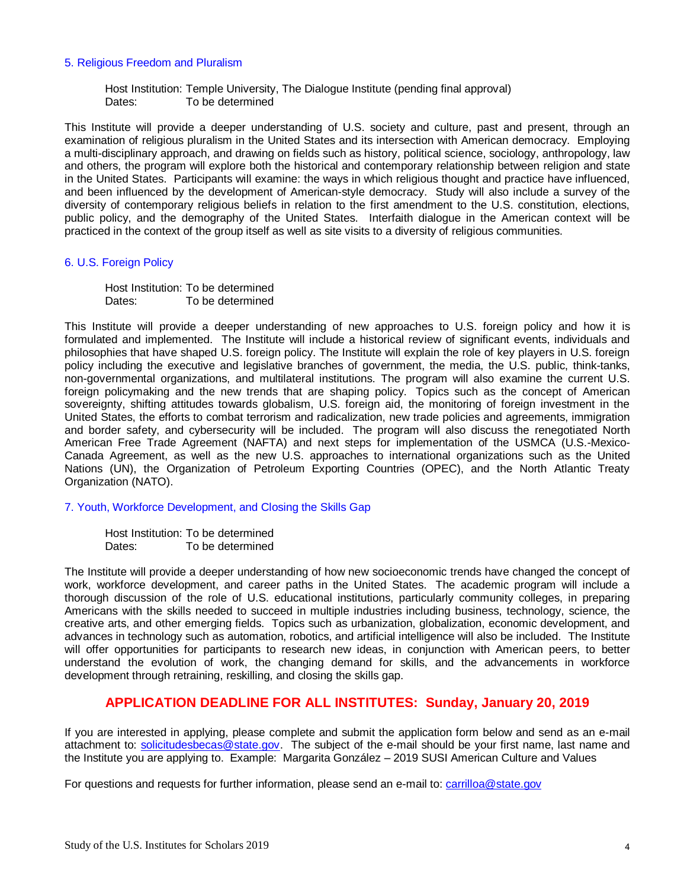### 5. Religious Freedom and Pluralism

Host Institution: Temple University, The Dialogue Institute (pending final approval)
Dates: To be determined

This Institute will provide a deeper understanding of U.S. society and culture, past and present, through an examination of religious pluralism in the United States and its intersection with American democracy. Employing a multi-disciplinary approach, and drawing on fields such as history, political science, sociology, anthropology, law and others, the program will explore both the historical and contemporary relationship between religion and state in the United States. Participants will examine: the ways in which religious thought and practice have influenced, and been influenced by the development of American-style democracy. Study will also include a survey of the diversity of contemporary religious beliefs in relation to the first amendment to the U.S. constitution, elections, public policy, and the demography of the United States. Interfaith dialogue in the American context will be practiced in the context of the group itself as well as site visits to a diversity of religious communities.

### 6. U.S. Foreign Policy

Host Institution: To be determined
Dates: To be determined

This Institute will provide a deeper understanding of new approaches to U.S. foreign policy and how it is formulated and implemented. The Institute will include a historical review of significant events, individuals and philosophies that have shaped U.S. foreign policy. The Institute will explain the role of key players in U.S. foreign policy including the executive and legislative branches of government, the media, the U.S. public, think-tanks, non-governmental organizations, and multilateral institutions. The program will also examine the current U.S. foreign policymaking and the new trends that are shaping policy. Topics such as the concept of American sovereignty, shifting attitudes towards globalism, U.S. foreign aid, the monitoring of foreign investment in the United States, the efforts to combat terrorism and radicalization, new trade policies and agreements, immigration and border safety, and cybersecurity will be included. The program will also discuss the renegotiated North American Free Trade Agreement (NAFTA) and next steps for implementation of the USMCA (U.S.-Mexico-Canada Agreement, as well as the new U.S. approaches to international organizations such as the United Nations (UN), the Organization of Petroleum Exporting Countries (OPEC), and the North Atlantic Treaty Organization (NATO).

### 7. Youth, Workforce Development, and Closing the Skills Gap

Host Institution: To be determined
Dates: To be determined

The Institute will provide a deeper understanding of how new socioeconomic trends have changed the concept of work, workforce development, and career paths in the United States. The academic program will include a thorough discussion of the role of U.S. educational institutions, particularly community colleges, in preparing Americans with the skills needed to succeed in multiple industries including business, technology, science, the creative arts, and other emerging fields. Topics such as urbanization, globalization, economic development, and advances in technology such as automation, robotics, and artificial intelligence will also be included. The Institute will offer opportunities for participants to research new ideas, in conjunction with American peers, to better understand the evolution of work, the changing demand for skills, and the advancements in workforce development through retraining, reskilling, and closing the skills gap.

## APPLICATION DEADLINE FOR ALL INSTITUTES: Sunday, January 20, 2019

If you are interested in applying, please complete and submit the application form below and send as an e-mail attachment to: solicitudesbecas@state.gov. The subject of the e-mail should be your first name, last name and the Institute you are applying to. Example: Margarita González – 2019 SUSI American Culture and Values

For questions and requests for further information, please send an e-mail to: carrilloa@state.gov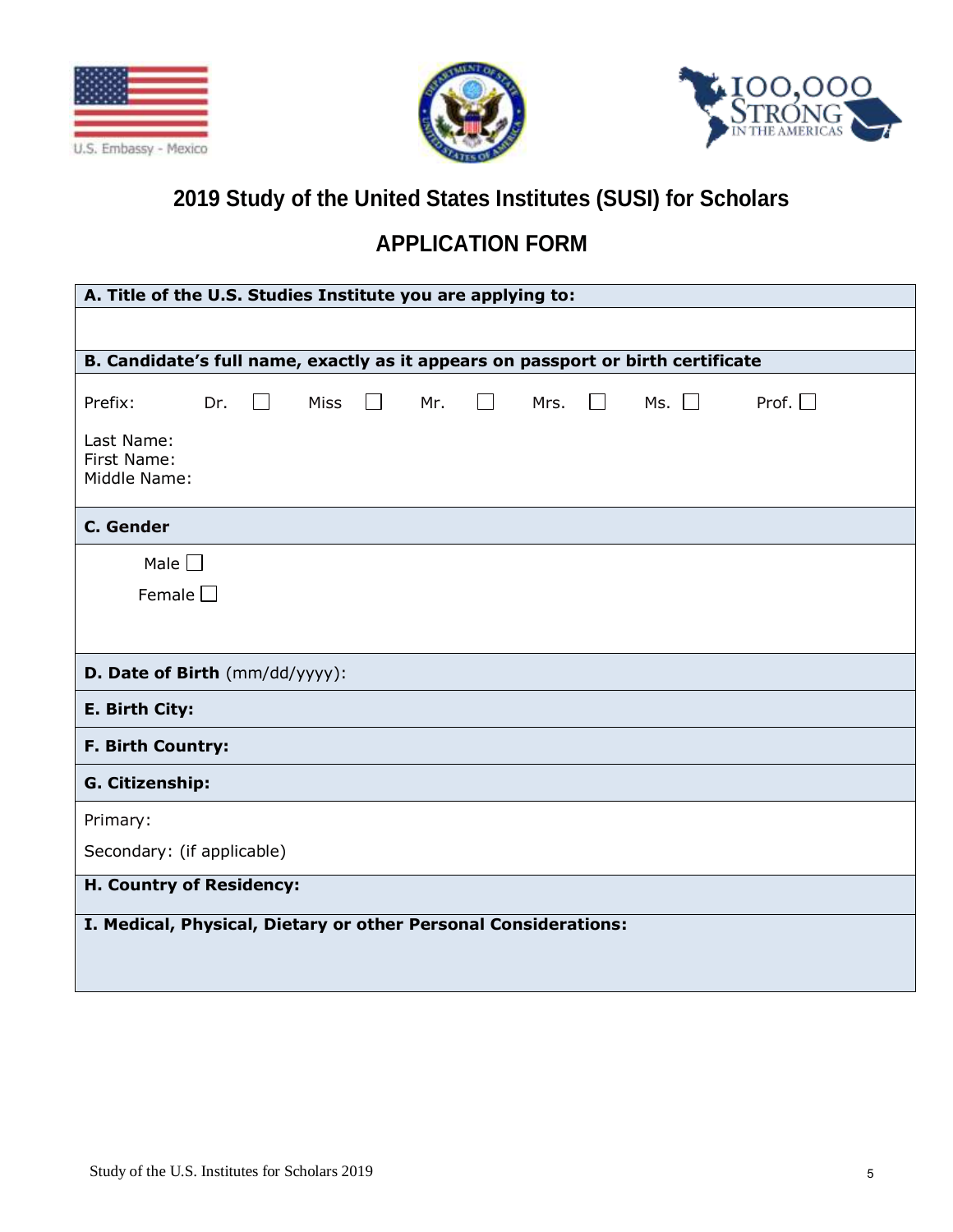U.S. Embassy - Mexico

100,000 STRONG IN THE AMERICAS

# 2019 Study of the United States Institutes (SUSI) for Scholars

## APPLICATION FORM

**A. Title of the U.S. Studies Institute you are applying to:**

**B. Candidate's full name, exactly as it appears on passport or birth certificate**

Prefix: Dr. ☐ Miss ☐ Mr. ☐ Mrs. ☐ Ms. ☐ Prof. ☐

Last Name:
First Name:
Middle Name:

**C. Gender**

Male ☐
Female ☐

**D. Date of Birth** (mm/dd/yyyy):

**E. Birth City:**

**F. Birth Country:**

**G. Citizenship:**

Primary:

Secondary: (if applicable)

**H. Country of Residency:**

**I. Medical, Physical, Dietary or other Personal Considerations:**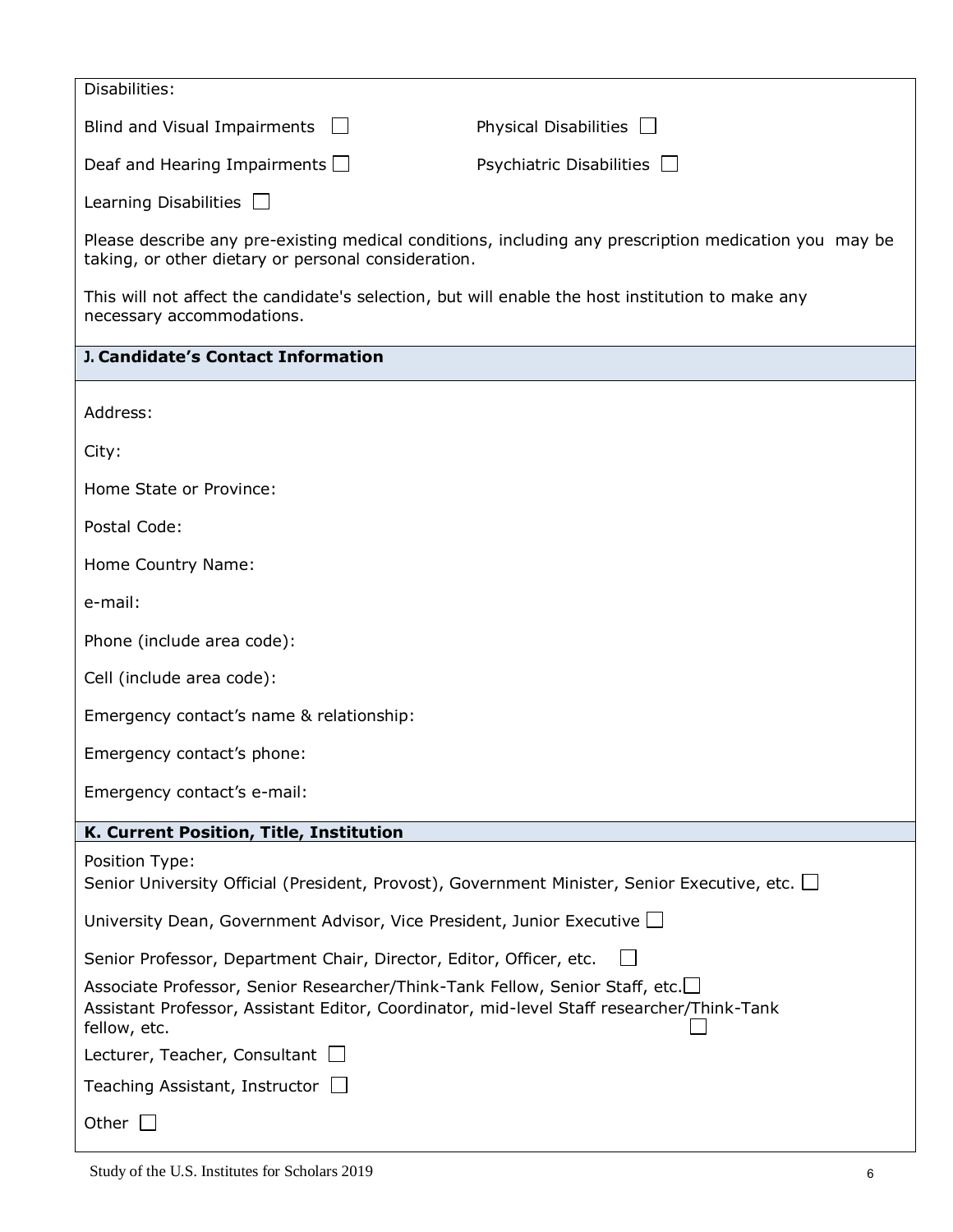Disabilities:

Blind and Visual Impairments ☐

Physical Disabilities ☐

Deaf and Hearing Impairments ☐

Psychiatric Disabilities ☐

Learning Disabilities ☐

Please describe any pre-existing medical conditions, including any prescription medication you may be taking, or other dietary or personal consideration.

This will not affect the candidate's selection, but will enable the host institution to make any necessary accommodations.

## J. Candidate's Contact Information

Address:

City:

Home State or Province:

Postal Code:

Home Country Name:

e-mail:

Phone (include area code):

Cell (include area code):

Emergency contact's name & relationship:

Emergency contact's phone:

Emergency contact's e-mail:

## K. Current Position, Title, Institution

Position Type:

Senior University Official (President, Provost), Government Minister, Senior Executive, etc. ☐

University Dean, Government Advisor, Vice President, Junior Executive ☐

Senior Professor, Department Chair, Director, Editor, Officer, etc. ☐

Associate Professor, Senior Researcher/Think-Tank Fellow, Senior Staff, etc. ☐

Assistant Professor, Assistant Editor, Coordinator, mid-level Staff researcher/Think-Tank fellow, etc. ☐

Lecturer, Teacher, Consultant ☐

Teaching Assistant, Instructor ☐

Other ☐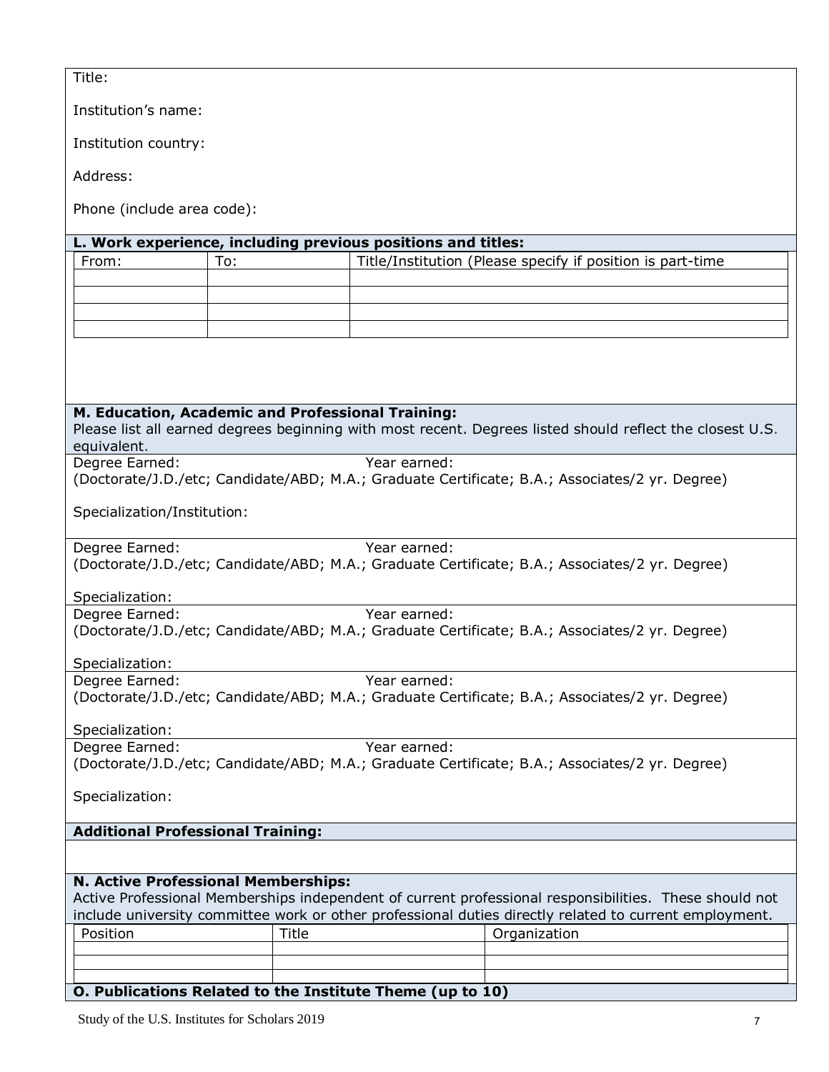Title:

Institution's name:

Institution country:

Address:

Phone (include area code):

**L. Work experience, including previous positions and titles:**

| From: | To: | Title/Institution (Please specify if position is part-time |
|---|---|---|
| | | |
| | | |
| | | |
| | | |

**M. Education, Academic and Professional Training:**
Please list all earned degrees beginning with most recent. Degrees listed should reflect the closest U.S. equivalent.

Degree Earned: Year earned:
(Doctorate/J.D./etc; Candidate/ABD; M.A.; Graduate Certificate; B.A.; Associates/2 yr. Degree)

Specialization/Institution:

Degree Earned: Year earned:
(Doctorate/J.D./etc; Candidate/ABD; M.A.; Graduate Certificate; B.A.; Associates/2 yr. Degree)

Specialization:

Degree Earned: Year earned:
(Doctorate/J.D./etc; Candidate/ABD; M.A.; Graduate Certificate; B.A.; Associates/2 yr. Degree)

Specialization:

Degree Earned: Year earned:
(Doctorate/J.D./etc; Candidate/ABD; M.A.; Graduate Certificate; B.A.; Associates/2 yr. Degree)

Specialization:

Degree Earned: Year earned:
(Doctorate/J.D./etc; Candidate/ABD; M.A.; Graduate Certificate; B.A.; Associates/2 yr. Degree)

Specialization:

**Additional Professional Training:**

**N. Active Professional Memberships:**
Active Professional Memberships independent of current professional responsibilities. These should not include university committee work or other professional duties directly related to current employment.

| Position | Title | Organization |
|---|---|---|
| | | |
| | | |
| | | |

**O. Publications Related to the Institute Theme (up to 10)**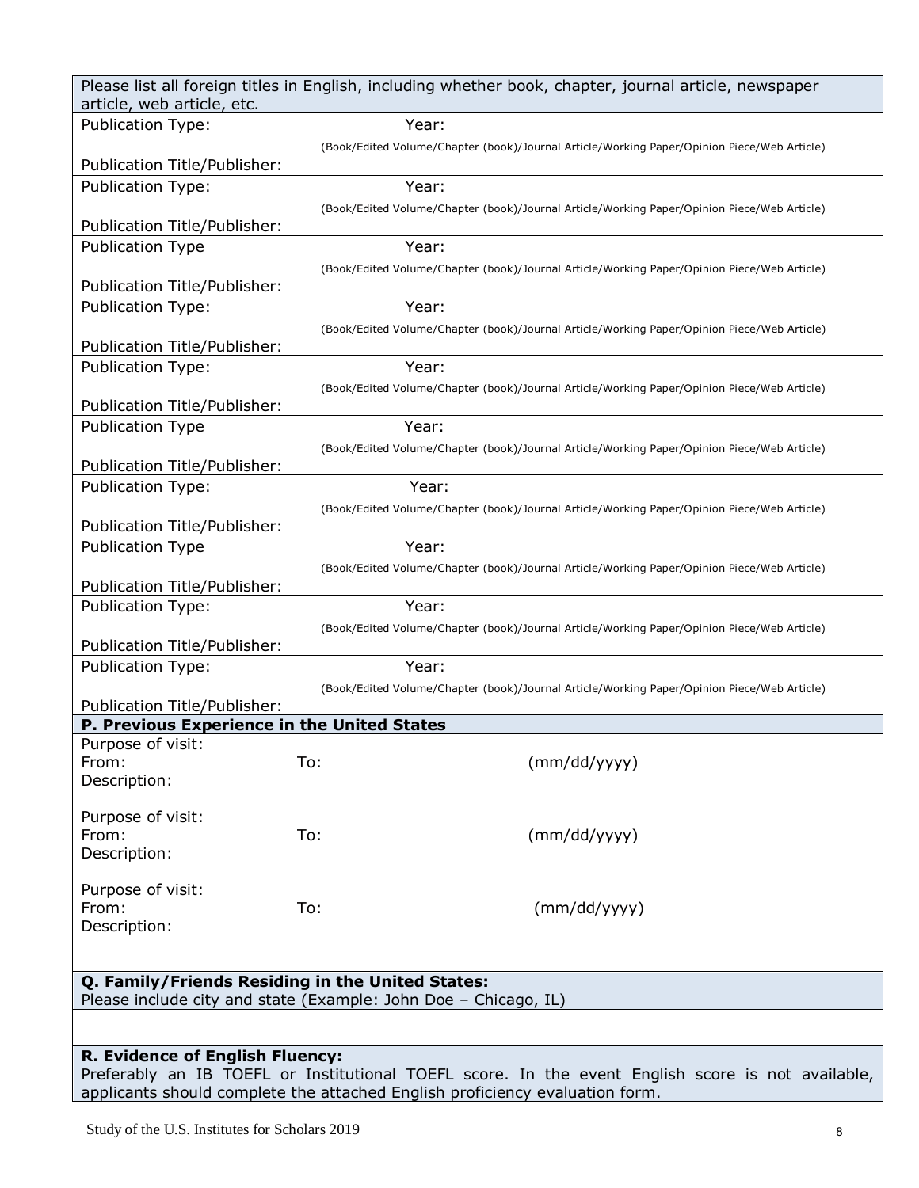Please list all foreign titles in English, including whether book, chapter, journal article, newspaper article, web article, etc.

| | |
|---|---|
| Publication Type: | Year: |
| | (Book/Edited Volume/Chapter (book)/Journal Article/Working Paper/Opinion Piece/Web Article) |
| Publication Title/Publisher: | |
| Publication Type: | Year: |
| | (Book/Edited Volume/Chapter (book)/Journal Article/Working Paper/Opinion Piece/Web Article) |
| Publication Title/Publisher: | |
| Publication Type | Year: |
| | (Book/Edited Volume/Chapter (book)/Journal Article/Working Paper/Opinion Piece/Web Article) |
| Publication Title/Publisher: | |
| Publication Type: | Year: |
| | (Book/Edited Volume/Chapter (book)/Journal Article/Working Paper/Opinion Piece/Web Article) |
| Publication Title/Publisher: | |
| Publication Type: | Year: |
| | (Book/Edited Volume/Chapter (book)/Journal Article/Working Paper/Opinion Piece/Web Article) |
| Publication Title/Publisher: | |
| Publication Type | Year: |
| | (Book/Edited Volume/Chapter (book)/Journal Article/Working Paper/Opinion Piece/Web Article) |
| Publication Title/Publisher: | |
| Publication Type: | Year: |
| | (Book/Edited Volume/Chapter (book)/Journal Article/Working Paper/Opinion Piece/Web Article) |
| Publication Title/Publisher: | |
| Publication Type | Year: |
| | (Book/Edited Volume/Chapter (book)/Journal Article/Working Paper/Opinion Piece/Web Article) |
| Publication Title/Publisher: | |
| Publication Type: | Year: |
| | (Book/Edited Volume/Chapter (book)/Journal Article/Working Paper/Opinion Piece/Web Article) |
| Publication Title/Publisher: | |
| Publication Type: | Year: |
| | (Book/Edited Volume/Chapter (book)/Journal Article/Working Paper/Opinion Piece/Web Article) |
| Publication Title/Publisher: | |

**P. Previous Experience in the United States**

Purpose of visit:
From: To: (mm/dd/yyyy)
Description:

Purpose of visit:
From: To: (mm/dd/yyyy)
Description:

Purpose of visit:
From: To: (mm/dd/yyyy)
Description:

**Q. Family/Friends Residing in the United States:**
Please include city and state (Example: John Doe – Chicago, IL)

**R. Evidence of English Fluency:**
Preferably an IB TOEFL or Institutional TOEFL score. In the event English score is not available, applicants should complete the attached English proficiency evaluation form.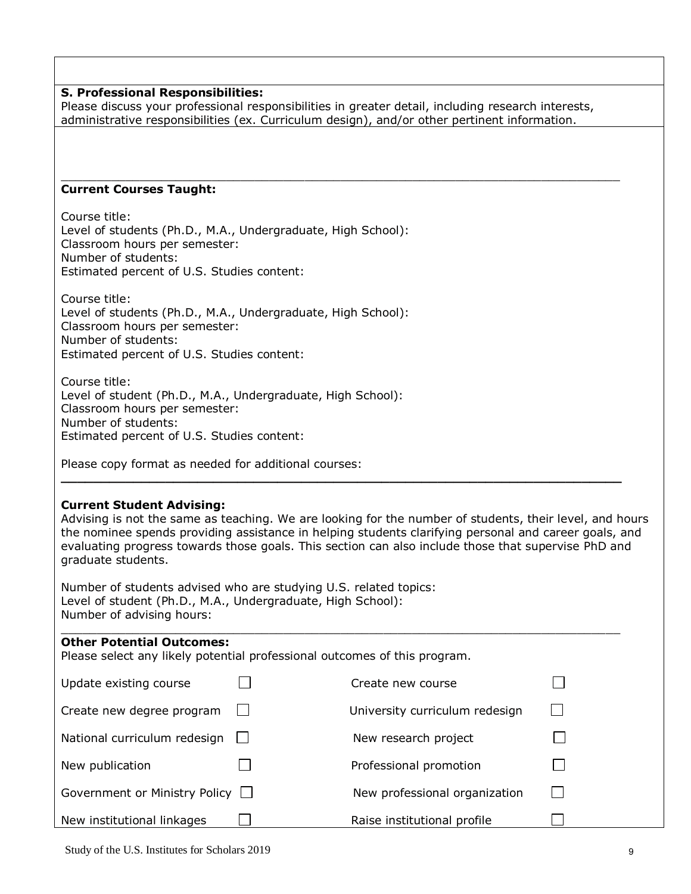**S. Professional Responsibilities:**
Please discuss your professional responsibilities in greater detail, including research interests, administrative responsibilities (ex. Curriculum design), and/or other pertinent information.

---

**Current Courses Taught:**

Course title:
Level of students (Ph.D., M.A., Undergraduate, High School):
Classroom hours per semester:
Number of students:
Estimated percent of U.S. Studies content:

Course title:
Level of students (Ph.D., M.A., Undergraduate, High School):
Classroom hours per semester:
Number of students:
Estimated percent of U.S. Studies content:

Course title:
Level of student (Ph.D., M.A., Undergraduate, High School):
Classroom hours per semester:
Number of students:
Estimated percent of U.S. Studies content:

Please copy format as needed for additional courses:

---

**Current Student Advising:**
Advising is not the same as teaching. We are looking for the number of students, their level, and hours the nominee spends providing assistance in helping students clarifying personal and career goals, and evaluating progress towards those goals. This section can also include those that supervise PhD and graduate students.

Number of students advised who are studying U.S. related topics:
Level of student (Ph.D., M.A., Undergraduate, High School):
Number of advising hours:

---

**Other Potential Outcomes:**
Please select any likely potential professional outcomes of this program.

| | | | |
|---|---|---|---|
| Update existing course | ☐ | Create new course | ☐ |
| Create new degree program | ☐ | University curriculum redesign | ☐ |
| National curriculum redesign | ☐ | New research project | ☐ |
| New publication | ☐ | Professional promotion | ☐ |
| Government or Ministry Policy | ☐ | New professional organization | ☐ |
| New institutional linkages | ☐ | Raise institutional profile | ☐ |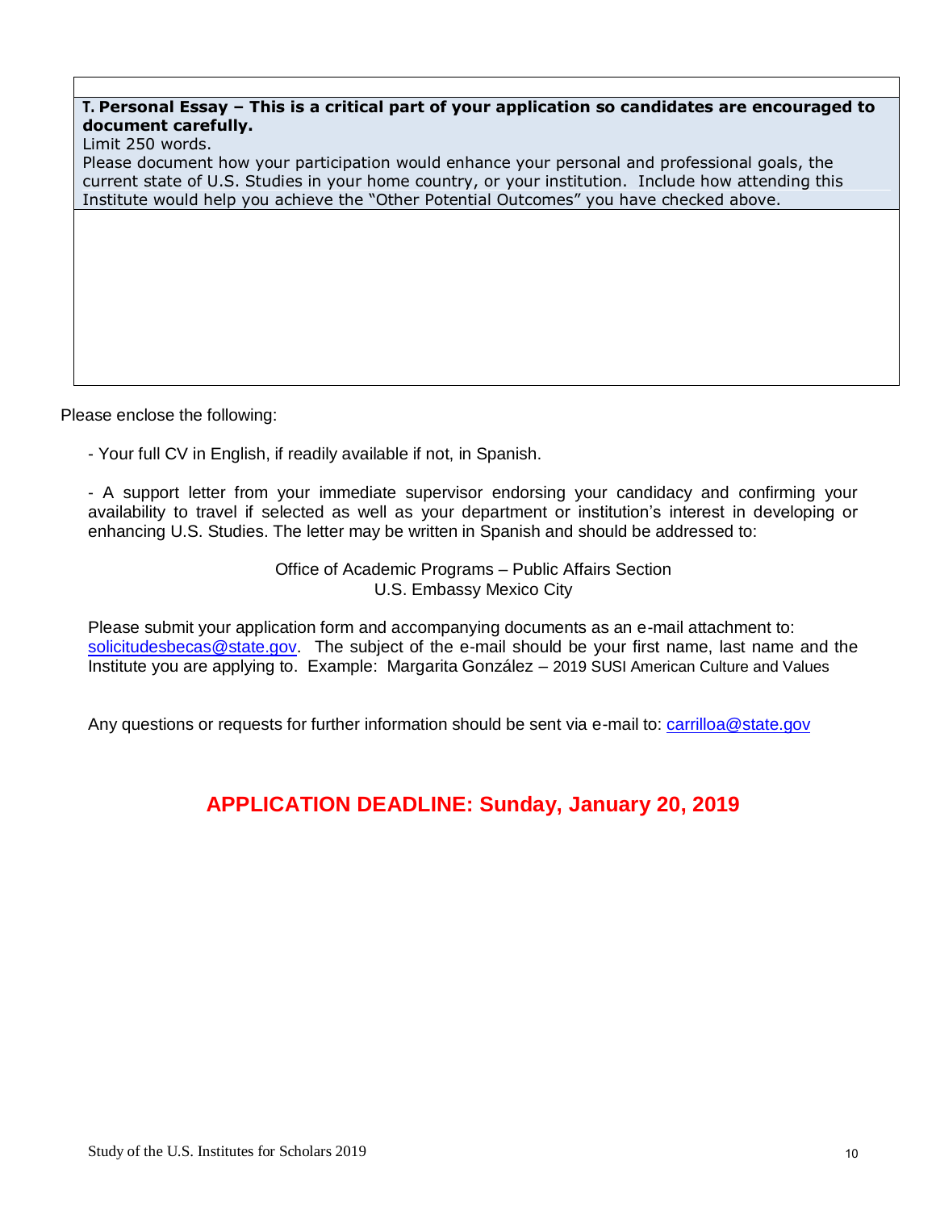| |
|---|
| **T. Personal Essay – This is a critical part of your application so candidates are encouraged to document carefully.**<br>Limit 250 words.<br>Please document how your participation would enhance your personal and professional goals, the current state of U.S. Studies in your home country, or your institution. Include how attending this Institute would help you achieve the "Other Potential Outcomes" you have checked above. |
| |

Please enclose the following:

- Your full CV in English, if readily available if not, in Spanish.

- A support letter from your immediate supervisor endorsing your candidacy and confirming your availability to travel if selected as well as your department or institution's interest in developing or enhancing U.S. Studies. The letter may be written in Spanish and should be addressed to:

Office of Academic Programs – Public Affairs Section
U.S. Embassy Mexico City

Please submit your application form and accompanying documents as an e-mail attachment to: solicitudesbecas@state.gov. The subject of the e-mail should be your first name, last name and the Institute you are applying to. Example: Margarita González – 2019 SUSI American Culture and Values

Any questions or requests for further information should be sent via e-mail to: carrilloa@state.gov

**APPLICATION DEADLINE: Sunday, January 20, 2019**